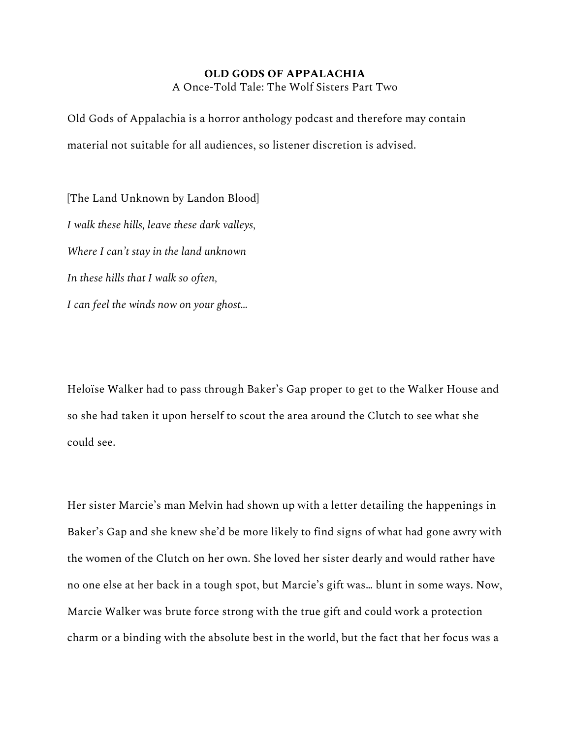**OLD GODS OF APPALACHIA**

A Once-Told Tale: The Wolf Sisters Part Two

Old Gods of Appalachia is a horror anthology podcast and therefore may contain material not suitable for all audiences, so listener discretion is advised.

[The Land Unknown by Landon Blood]

*I walk these hills, leave these dark valleys,*

*Where I can't stay in the land unknown*

*In these hills that I walk so often,*

*I can feel the winds now on your ghost…*

Heloïse Walker had to pass through Baker's Gap proper to get to the Walker House and so she had taken it upon herself to scout the area around the Clutch to see what she could see.

Her sister Marcie's man Melvin had shown up with a letter detailing the happenings in Baker's Gap and she knew she'd be more likely to find signs of what had gone awry with the women of the Clutch on her own. She loved her sister dearly and would rather have no one else at her back in a tough spot, but Marcie's gift was… blunt in some ways. Now, Marcie Walker was brute force strong with the true gift and could work a protection charm or a binding with the absolute best in the world, but the fact that her focus was a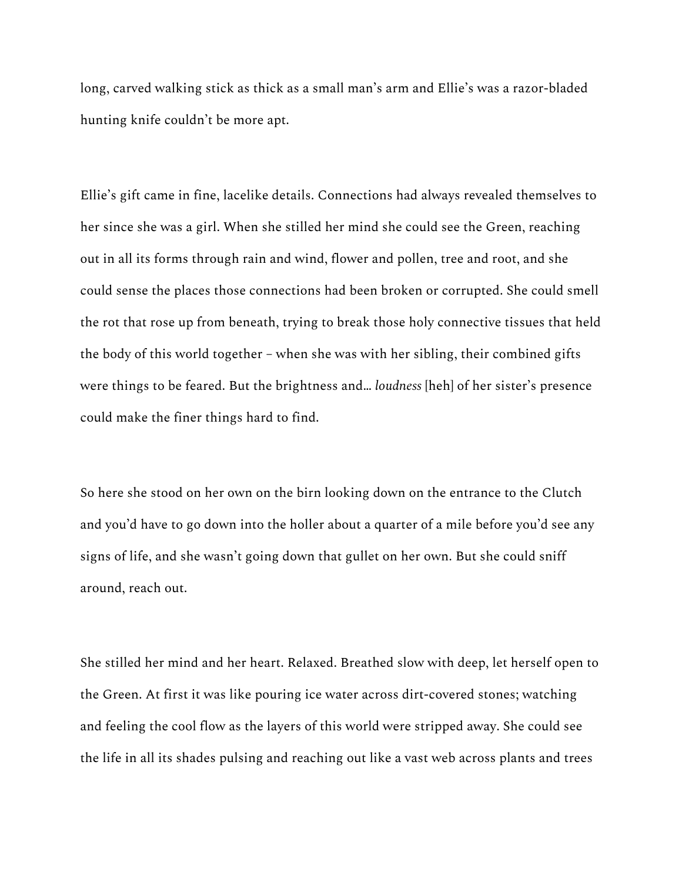long, carved walking stick as thick as a small man's arm and Ellie's was a razor-bladed hunting knife couldn't be more apt.

Ellie's gift came in fine, lacelike details. Connections had always revealed themselves to her since she was a girl. When she stilled her mind she could see the Green, reaching out in all its forms through rain and wind, flower and pollen, tree and root, and she could sense the places those connections had been broken or corrupted. She could smell the rot that rose up from beneath, trying to break those holy connective tissues that held the body of this world together – when she was with her sibling, their combined gifts were things to be feared. But the brightness and… *loudness* [heh] of her sister's presence could make the finer things hard to find.

So here she stood on her own on the birn looking down on the entrance to the Clutch and you'd have to go down into the holler about a quarter of a mile before you'd see any signs of life, and she wasn't going down that gullet on her own. But she could sniff around, reach out.

She stilled her mind and her heart. Relaxed. Breathed slow with deep, let herself open to the Green. At first it was like pouring ice water across dirt-covered stones; watching and feeling the cool flow as the layers of this world were stripped away. She could see the life in all its shades pulsing and reaching out like a vast web across plants and trees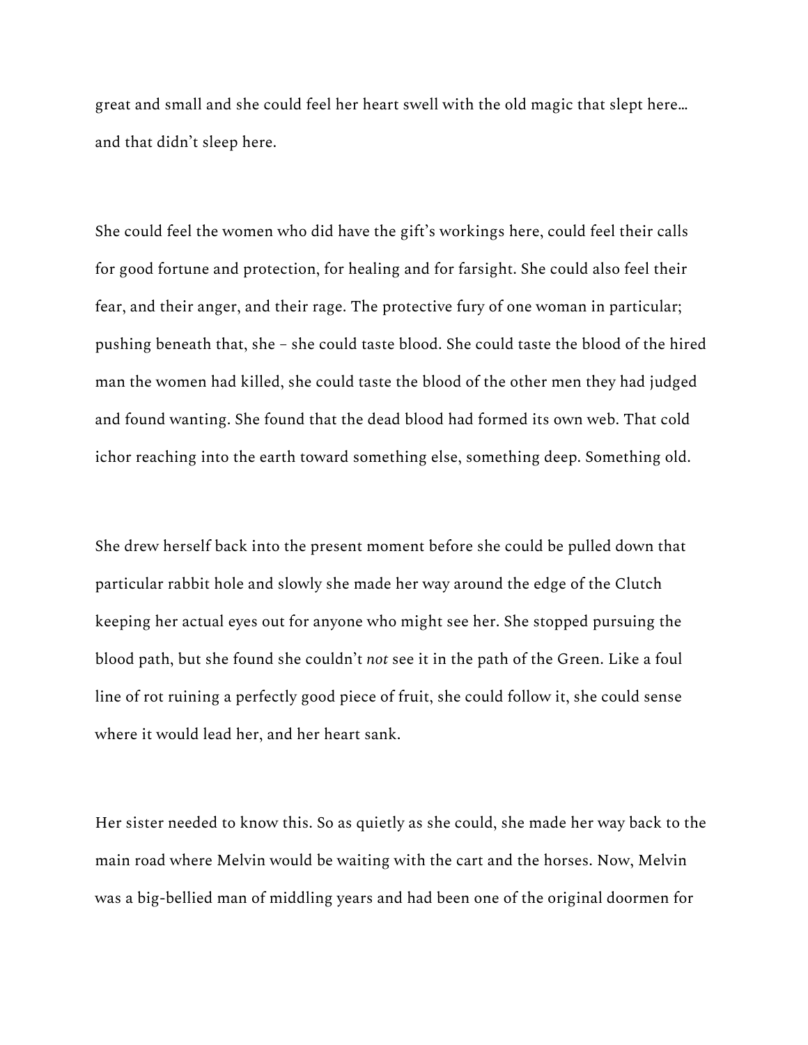great and small and she could feel her heart swell with the old magic that slept here… and that didn't sleep here.

She could feel the women who did have the gift's workings here, could feel their calls for good fortune and protection, for healing and for farsight. She could also feel their fear, and their anger, and their rage. The protective fury of one woman in particular; pushing beneath that, she – she could taste blood. She could taste the blood of the hired man the women had killed, she could taste the blood of the other men they had judged and found wanting. She found that the dead blood had formed its own web. That cold ichor reaching into the earth toward something else, something deep. Something old.

She drew herself back into the present moment before she could be pulled down that particular rabbit hole and slowly she made her way around the edge of the Clutch keeping her actual eyes out for anyone who might see her. She stopped pursuing the blood path, but she found she couldn't *not* see it in the path of the Green. Like a foul line of rot ruining a perfectly good piece of fruit, she could follow it, she could sense where it would lead her, and her heart sank.

Her sister needed to know this. So as quietly as she could, she made her way back to the main road where Melvin would be waiting with the cart and the horses. Now, Melvin was a big-bellied man of middling years and had been one of the original doormen for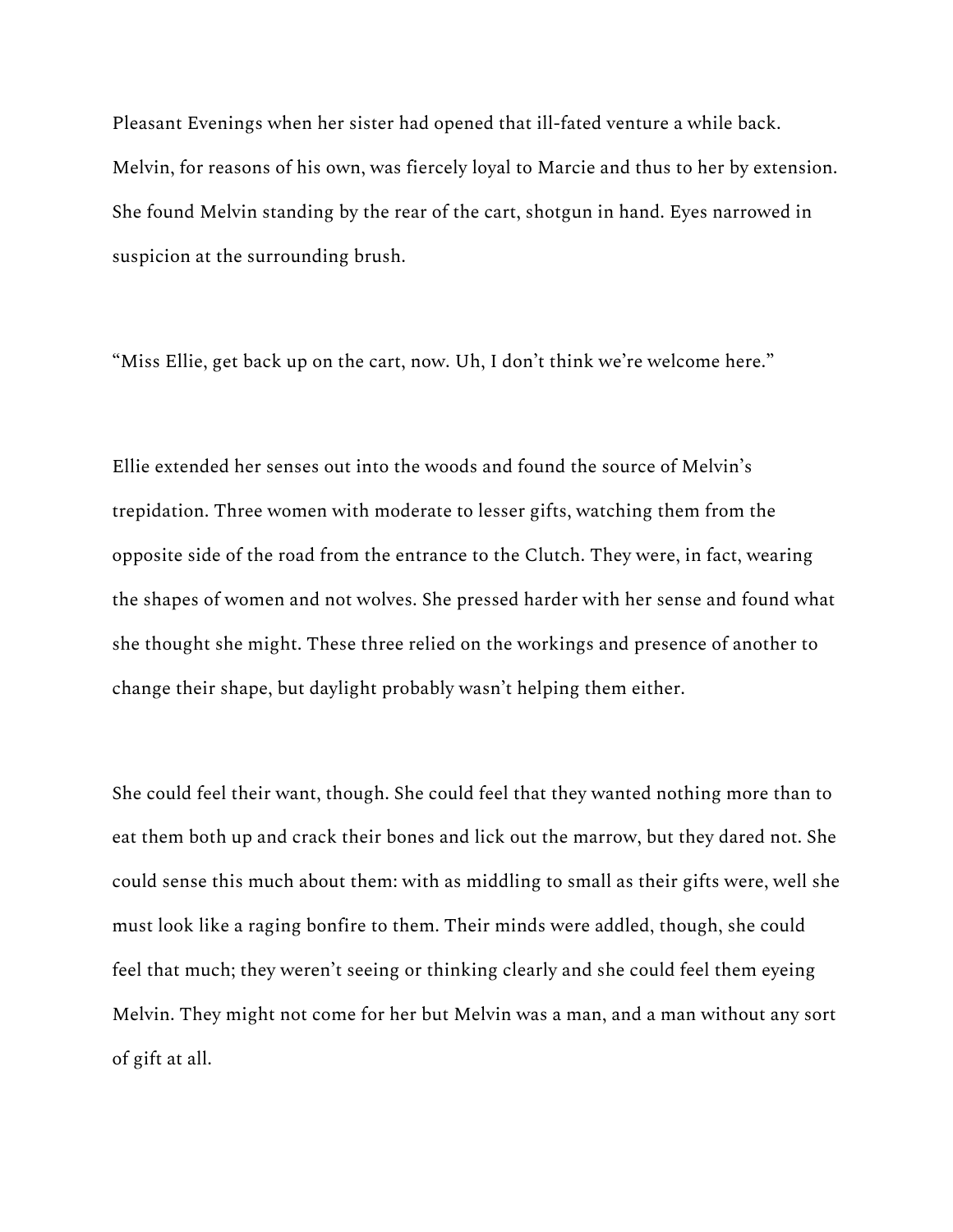Pleasant Evenings when her sister had opened that ill-fated venture a while back. Melvin, for reasons of his own, was fiercely loyal to Marcie and thus to her by extension. She found Melvin standing by the rear of the cart, shotgun in hand. Eyes narrowed in suspicion at the surrounding brush.

"Miss Ellie, get back up on the cart, now. Uh, I don't think we're welcome here."

Ellie extended her senses out into the woods and found the source of Melvin's trepidation. Three women with moderate to lesser gifts, watching them from the opposite side of the road from the entrance to the Clutch. They were, in fact, wearing the shapes of women and not wolves. She pressed harder with her sense and found what she thought she might. These three relied on the workings and presence of another to change their shape, but daylight probably wasn't helping them either.

She could feel their want, though. She could feel that they wanted nothing more than to eat them both up and crack their bones and lick out the marrow, but they dared not. She could sense this much about them: with as middling to small as their gifts were, well she must look like a raging bonfire to them. Their minds were addled, though, she could feel that much; they weren't seeing or thinking clearly and she could feel them eyeing Melvin. They might not come for her but Melvin was a man, and a man without any sort of gift at all.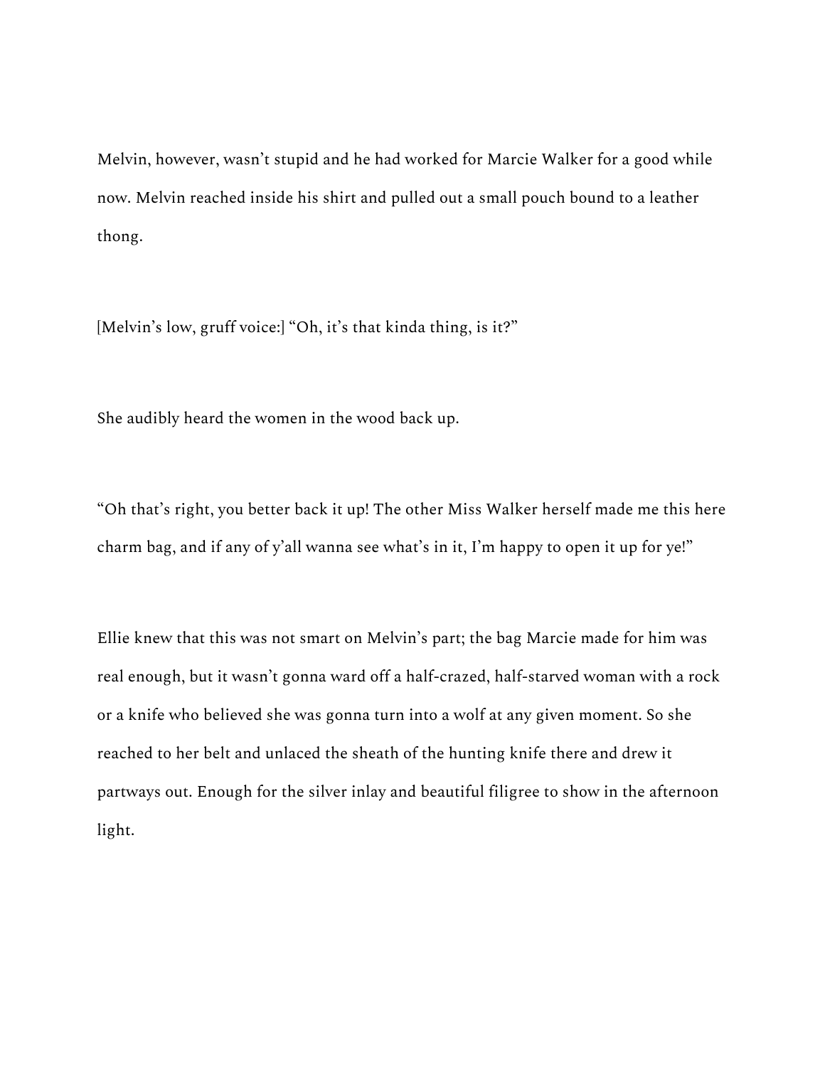Melvin, however, wasn't stupid and he had worked for Marcie Walker for a good while now. Melvin reached inside his shirt and pulled out a small pouch bound to a leather thong.

[Melvin's low, gruff voice:] "Oh, it's that kinda thing, is it?"

She audibly heard the women in the wood back up.

"Oh that's right, you better back it up! The other Miss Walker herself made me this here charm bag, and if any of y'all wanna see what's in it, I'm happy to open it up for ye!"

Ellie knew that this was not smart on Melvin's part; the bag Marcie made for him was real enough, but it wasn't gonna ward off a half-crazed, half-starved woman with a rock or a knife who believed she was gonna turn into a wolf at any given moment. So she reached to her belt and unlaced the sheath of the hunting knife there and drew it partways out. Enough for the silver inlay and beautiful filigree to show in the afternoon light.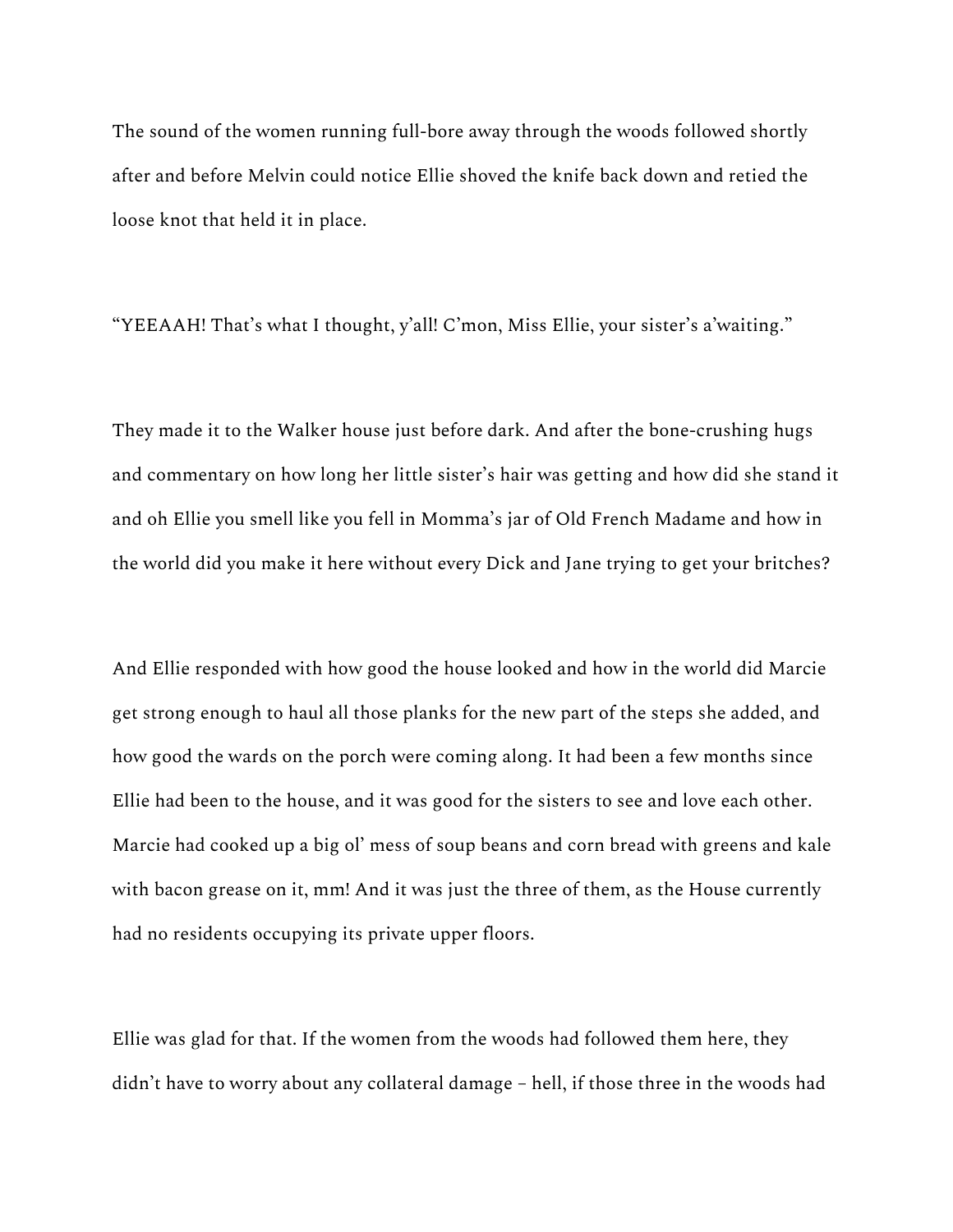The sound of the women running full-bore away through the woods followed shortly after and before Melvin could notice Ellie shoved the knife back down and retied the loose knot that held it in place.

"YEEAAH! That's what I thought, y'all! C'mon, Miss Ellie, your sister's a'waiting."

They made it to the Walker house just before dark. And after the bone-crushing hugs and commentary on how long her little sister's hair was getting and how did she stand it and oh Ellie you smell like you fell in Momma's jar of Old French Madame and how in the world did you make it here without every Dick and Jane trying to get your britches?

And Ellie responded with how good the house looked and how in the world did Marcie get strong enough to haul all those planks for the new part of the steps she added, and how good the wards on the porch were coming along. It had been a few months since Ellie had been to the house, and it was good for the sisters to see and love each other. Marcie had cooked up a big ol' mess of soup beans and corn bread with greens and kale with bacon grease on it, mm! And it was just the three of them, as the House currently had no residents occupying its private upper floors.

Ellie was glad for that. If the women from the woods had followed them here, they didn't have to worry about any collateral damage – hell, if those three in the woods had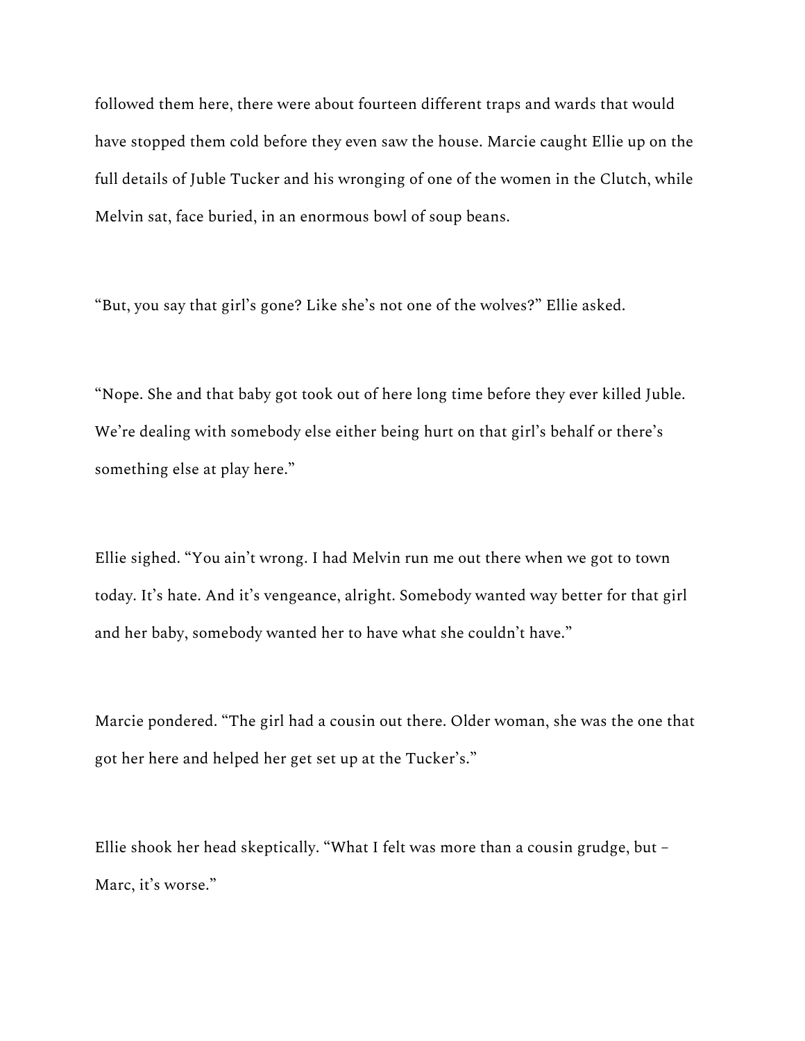followed them here, there were about fourteen different traps and wards that would have stopped them cold before they even saw the house. Marcie caught Ellie up on the full details of Juble Tucker and his wronging of one of the women in the Clutch, while Melvin sat, face buried, in an enormous bowl of soup beans.

“But, you say that girl’s gone? Like she’s not one of the wolves?” Ellie asked.

“Nope. She and that baby got took out of here long time before they ever killed Juble. We’re dealing with somebody else either being hurt on that girl’s behalf or there’s something else at play here.”

Ellie sighed. “You ain’t wrong. I had Melvin run me out there when we got to town today. It’s hate. And it’s vengeance, alright. Somebody wanted way better for that girl and her baby, somebody wanted her to have what she couldn’t have.”

Marcie pondered. “The girl had a cousin out there. Older woman, she was the one that got her here and helped her get set up at the Tucker’s.”

Ellie shook her head skeptically. “What I felt was more than a cousin grudge, but – Marc, it’s worse.”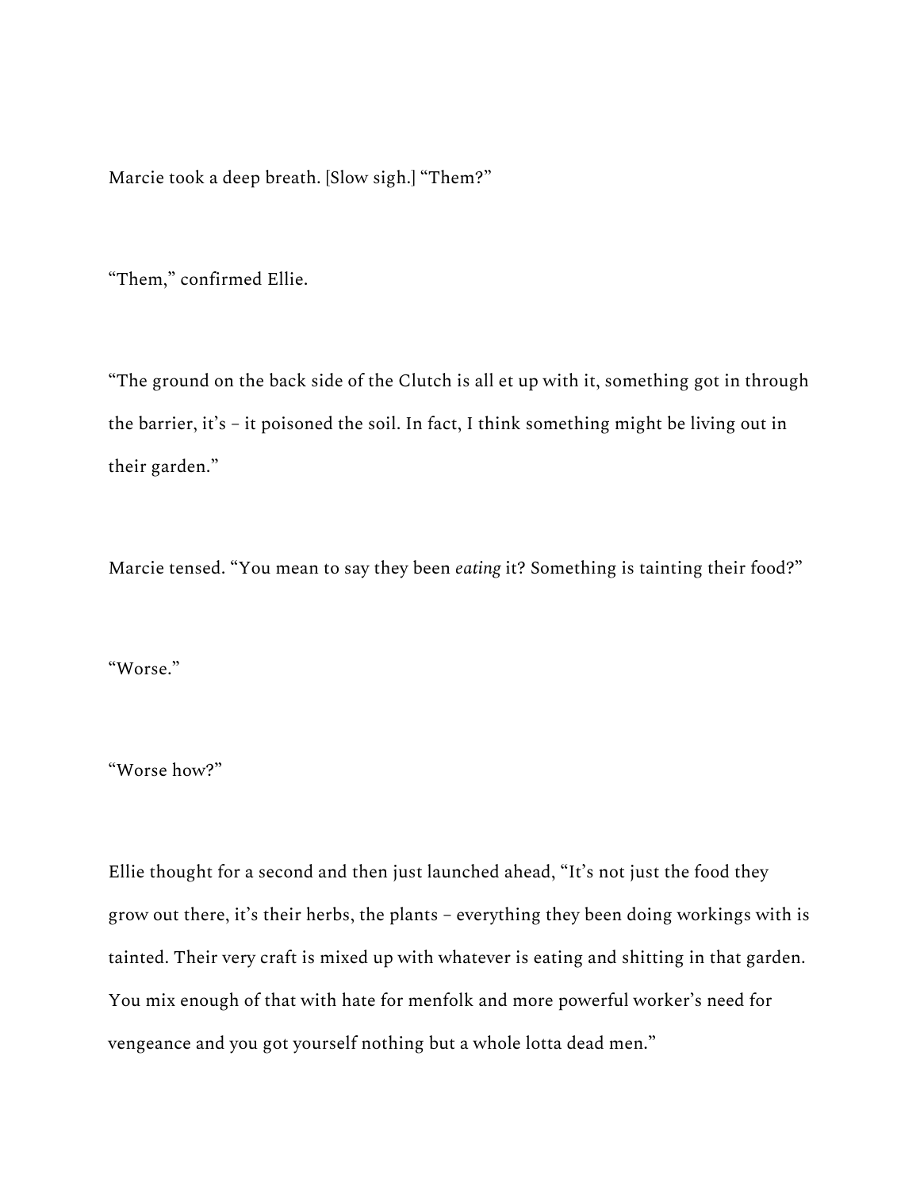Marcie took a deep breath. [Slow sigh.] "Them?"

"Them," confirmed Ellie.

"The ground on the back side of the Clutch is all et up with it, something got in through the barrier, it's – it poisoned the soil. In fact, I think something might be living out in their garden."

Marcie tensed. "You mean to say they been *eating* it? Something is tainting their food?"

"Worse."

"Worse how?"

Ellie thought for a second and then just launched ahead, "It's not just the food they grow out there, it's their herbs, the plants – everything they been doing workings with is tainted. Their very craft is mixed up with whatever is eating and shitting in that garden. You mix enough of that with hate for menfolk and more powerful worker's need for vengeance and you got yourself nothing but a whole lotta dead men."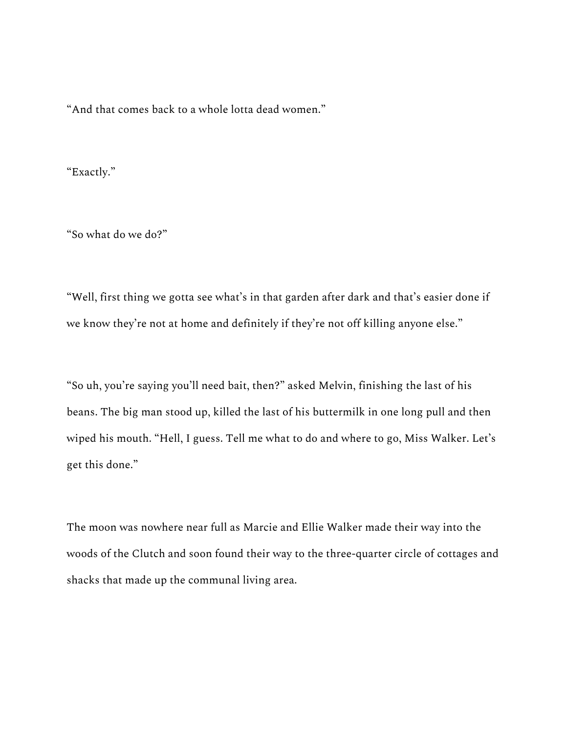“And that comes back to a whole lotta dead women.”

“Exactly.”

“So what do we do?”

“Well, first thing we gotta see what’s in that garden after dark and that’s easier done if we know they’re not at home and definitely if they’re not off killing anyone else.”

“So uh, you’re saying you’ll need bait, then?” asked Melvin, finishing the last of his beans. The big man stood up, killed the last of his buttermilk in one long pull and then wiped his mouth. “Hell, I guess. Tell me what to do and where to go, Miss Walker. Let’s get this done.”

The moon was nowhere near full as Marcie and Ellie Walker made their way into the woods of the Clutch and soon found their way to the three-quarter circle of cottages and shacks that made up the communal living area.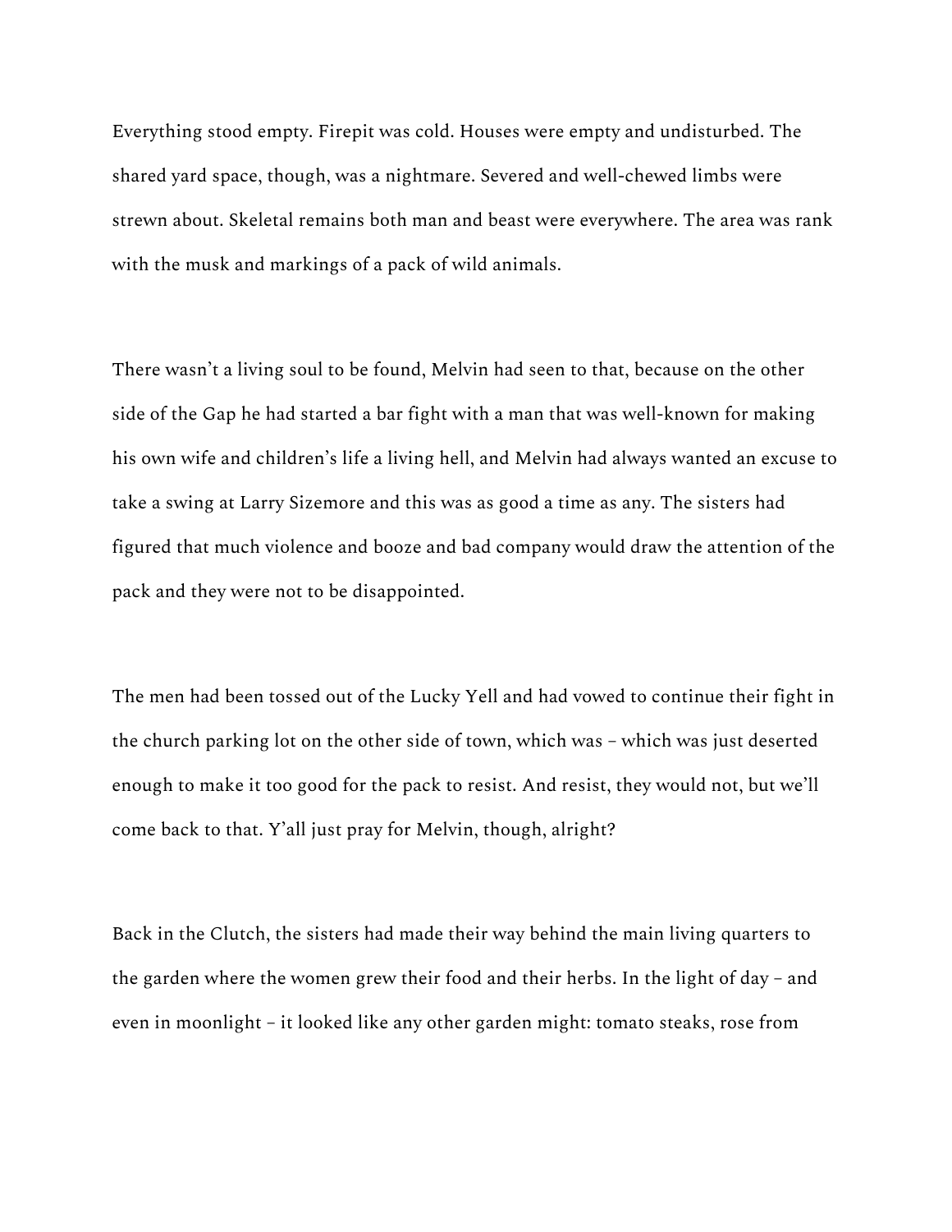Everything stood empty. Firepit was cold. Houses were empty and undisturbed. The shared yard space, though, was a nightmare. Severed and well-chewed limbs were strewn about. Skeletal remains both man and beast were everywhere. The area was rank with the musk and markings of a pack of wild animals.

There wasn't a living soul to be found, Melvin had seen to that, because on the other side of the Gap he had started a bar fight with a man that was well-known for making his own wife and children's life a living hell, and Melvin had always wanted an excuse to take a swing at Larry Sizemore and this was as good a time as any. The sisters had figured that much violence and booze and bad company would draw the attention of the pack and they were not to be disappointed.

The men had been tossed out of the Lucky Yell and had vowed to continue their fight in the church parking lot on the other side of town, which was – which was just deserted enough to make it too good for the pack to resist. And resist, they would not, but we'll come back to that. Y'all just pray for Melvin, though, alright?

Back in the Clutch, the sisters had made their way behind the main living quarters to the garden where the women grew their food and their herbs. In the light of day – and even in moonlight – it looked like any other garden might: tomato steaks, rose from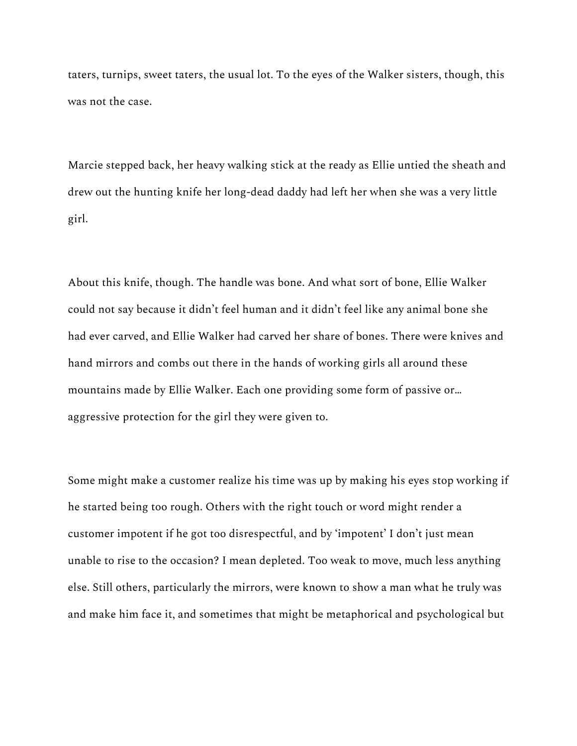taters, turnips, sweet taters, the usual lot. To the eyes of the Walker sisters, though, this was not the case.

Marcie stepped back, her heavy walking stick at the ready as Ellie untied the sheath and drew out the hunting knife her long-dead daddy had left her when she was a very little girl.

About this knife, though. The handle was bone. And what sort of bone, Ellie Walker could not say because it didn't feel human and it didn't feel like any animal bone she had ever carved, and Ellie Walker had carved her share of bones. There were knives and hand mirrors and combs out there in the hands of working girls all around these mountains made by Ellie Walker. Each one providing some form of passive or… aggressive protection for the girl they were given to.

Some might make a customer realize his time was up by making his eyes stop working if he started being too rough. Others with the right touch or word might render a customer impotent if he got too disrespectful, and by 'impotent' I don't just mean unable to rise to the occasion? I mean depleted. Too weak to move, much less anything else. Still others, particularly the mirrors, were known to show a man what he truly was and make him face it, and sometimes that might be metaphorical and psychological but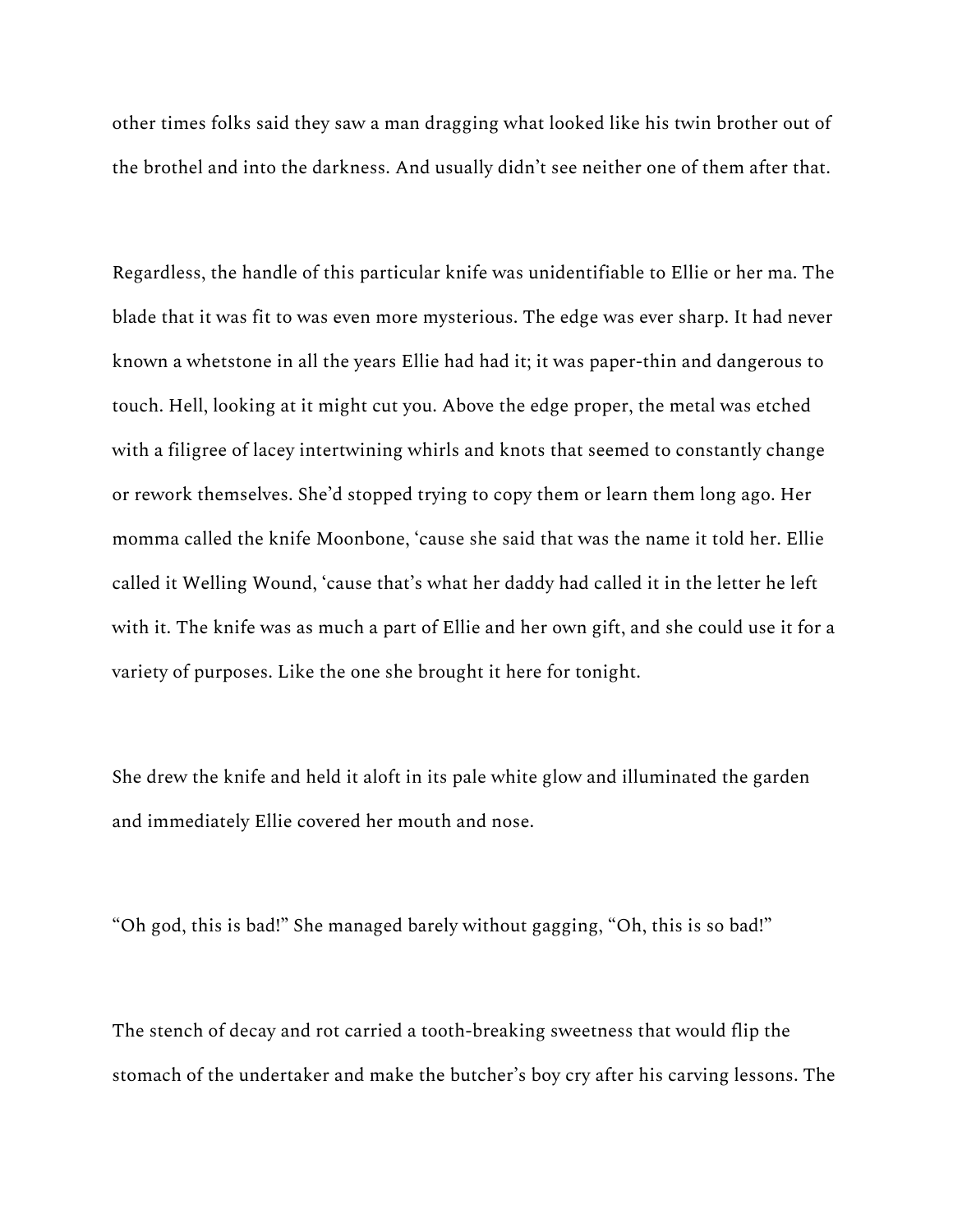other times folks said they saw a man dragging what looked like his twin brother out of the brothel and into the darkness. And usually didn't see neither one of them after that.

Regardless, the handle of this particular knife was unidentifiable to Ellie or her ma. The blade that it was fit to was even more mysterious. The edge was ever sharp. It had never known a whetstone in all the years Ellie had had it; it was paper-thin and dangerous to touch. Hell, looking at it might cut you. Above the edge proper, the metal was etched with a filigree of lacey intertwining whirls and knots that seemed to constantly change or rework themselves. She'd stopped trying to copy them or learn them long ago. Her momma called the knife Moonbone, 'cause she said that was the name it told her. Ellie called it Welling Wound, 'cause that's what her daddy had called it in the letter he left with it. The knife was as much a part of Ellie and her own gift, and she could use it for a variety of purposes. Like the one she brought it here for tonight.

She drew the knife and held it aloft in its pale white glow and illuminated the garden and immediately Ellie covered her mouth and nose.

"Oh god, this is bad!" She managed barely without gagging, "Oh, this is so bad!"

The stench of decay and rot carried a tooth-breaking sweetness that would flip the stomach of the undertaker and make the butcher's boy cry after his carving lessons. The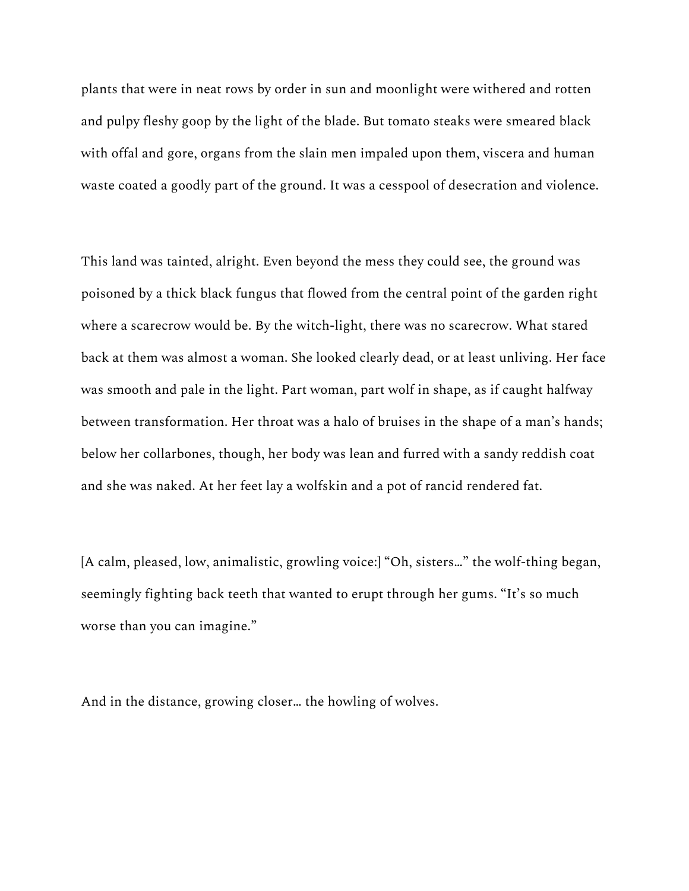plants that were in neat rows by order in sun and moonlight were withered and rotten and pulpy fleshy goop by the light of the blade. But tomato steaks were smeared black with offal and gore, organs from the slain men impaled upon them, viscera and human waste coated a goodly part of the ground. It was a cesspool of desecration and violence.

This land was tainted, alright. Even beyond the mess they could see, the ground was poisoned by a thick black fungus that flowed from the central point of the garden right where a scarecrow would be. By the witch-light, there was no scarecrow. What stared back at them was almost a woman. She looked clearly dead, or at least unliving. Her face was smooth and pale in the light. Part woman, part wolf in shape, as if caught halfway between transformation. Her throat was a halo of bruises in the shape of a man's hands; below her collarbones, though, her body was lean and furred with a sandy reddish coat and she was naked. At her feet lay a wolfskin and a pot of rancid rendered fat.

[A calm, pleased, low, animalistic, growling voice:] "Oh, sisters…" the wolf-thing began, seemingly fighting back teeth that wanted to erupt through her gums. "It's so much worse than you can imagine."

And in the distance, growing closer… the howling of wolves.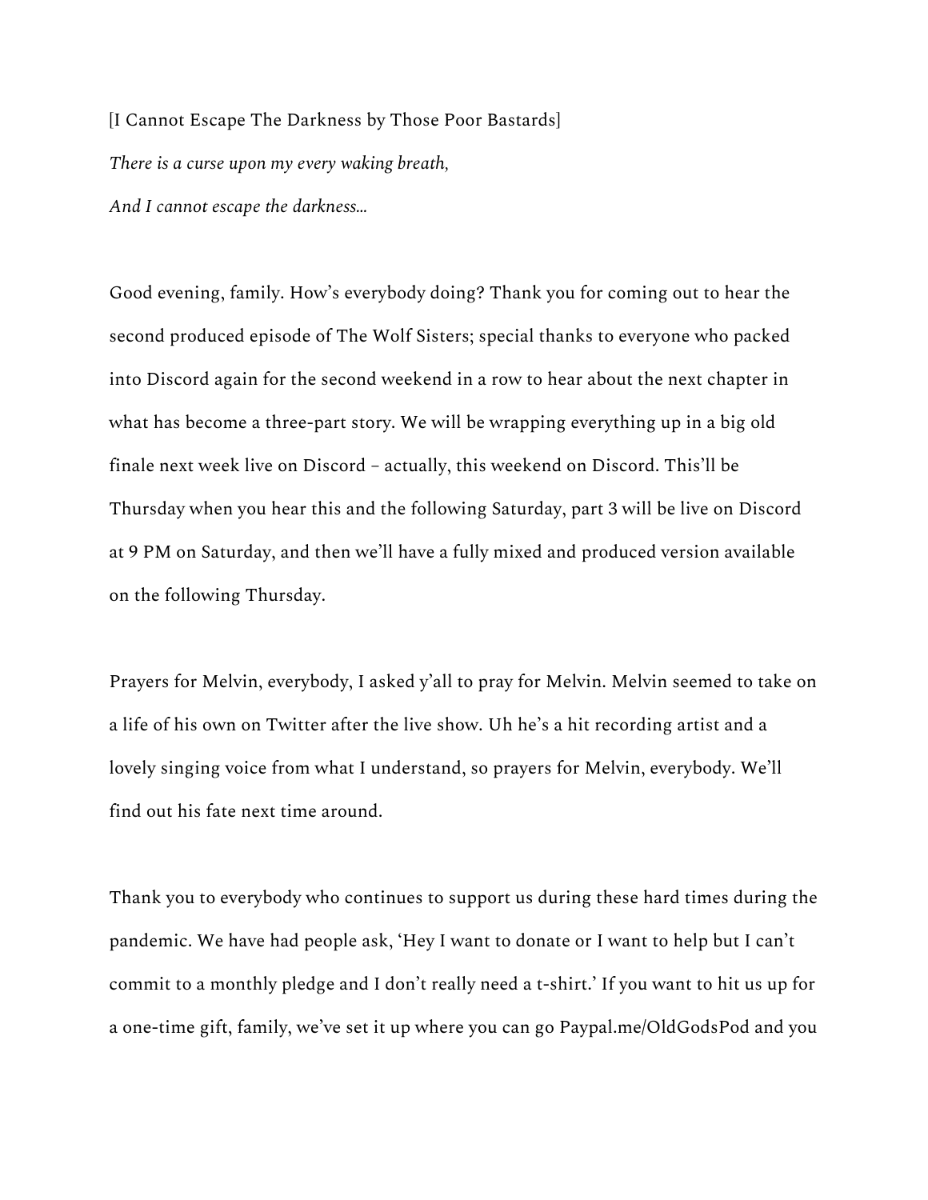[I Cannot Escape The Darkness by Those Poor Bastards]

*There is a curse upon my every waking breath,*

*And I cannot escape the darkness…*

Good evening, family. How's everybody doing? Thank you for coming out to hear the second produced episode of The Wolf Sisters; special thanks to everyone who packed into Discord again for the second weekend in a row to hear about the next chapter in what has become a three-part story. We will be wrapping everything up in a big old finale next week live on Discord – actually, this weekend on Discord. This'll be Thursday when you hear this and the following Saturday, part 3 will be live on Discord at 9 PM on Saturday, and then we'll have a fully mixed and produced version available on the following Thursday.

Prayers for Melvin, everybody, I asked y'all to pray for Melvin. Melvin seemed to take on a life of his own on Twitter after the live show. Uh he's a hit recording artist and a lovely singing voice from what I understand, so prayers for Melvin, everybody. We'll find out his fate next time around.

Thank you to everybody who continues to support us during these hard times during the pandemic. We have had people ask, 'Hey I want to donate or I want to help but I can't commit to a monthly pledge and I don't really need a t-shirt.' If you want to hit us up for a one-time gift, family, we've set it up where you can go Paypal.me/OldGodsPod and you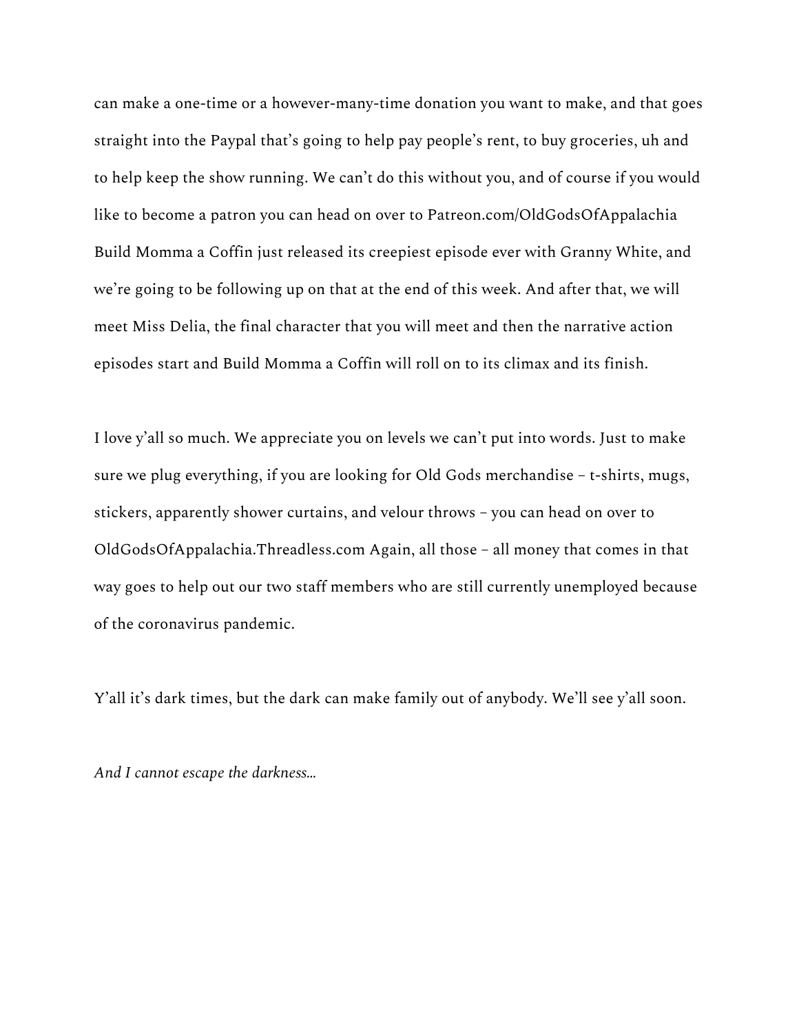can make a one-time or a however-many-time donation you want to make, and that goes straight into the Paypal that's going to help pay people's rent, to buy groceries, uh and to help keep the show running. We can't do this without you, and of course if you would like to become a patron you can head on over to Patreon.com/OldGodsOfAppalachia Build Momma a Coffin just released its creepiest episode ever with Granny White, and we're going to be following up on that at the end of this week. And after that, we will meet Miss Delia, the final character that you will meet and then the narrative action episodes start and Build Momma a Coffin will roll on to its climax and its finish.

I love y'all so much. We appreciate you on levels we can't put into words. Just to make sure we plug everything, if you are looking for Old Gods merchandise – t-shirts, mugs, stickers, apparently shower curtains, and velour throws – you can head on over to OldGodsOfAppalachia.Threadless.com Again, all those – all money that comes in that way goes to help out our two staff members who are still currently unemployed because of the coronavirus pandemic.

Y'all it's dark times, but the dark can make family out of anybody. We'll see y'all soon.

*And I cannot escape the darkness…*